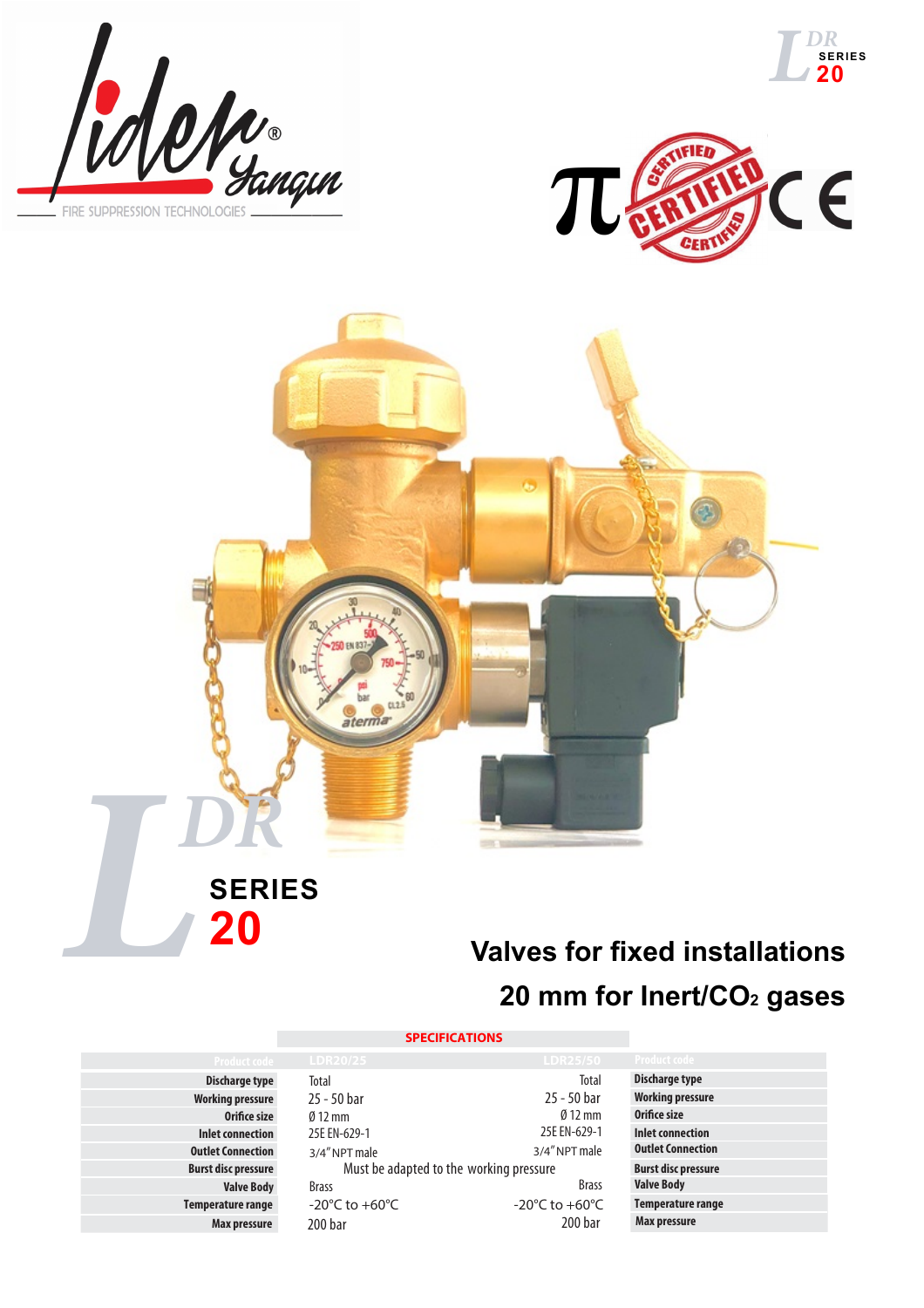LDR SERIES 20

# LDR SERIES 20

## Valves for fixed installations

## 20 mm for Inert/$CO_2$ gases

**SPECIFICATIONS**

| Product code | LDR20/25 | LDR25/50 | Product code |
|---|---|---|---|
| **Discharge type** | Total | Total | **Discharge type** |
| **Working pressure** | 25 - 50 bar | 25 - 50 bar | **Working pressure** |
| **Orifice size** | Ø 12 mm | Ø 12 mm | **Orifice size** |
| **Inlet connection** | 25E EN-629-1 | 25E EN-629-1 | **Inlet connection** |
| **Outlet Connection** | 3/4" NPT male | 3/4" NPT male | **Outlet Connection** |
| **Burst disc pressure** | Must be adapted to the working pressure | | **Burst disc pressure** |
| **Valve Body** | Brass | Brass | **Valve Body** |
| **Temperature range** | -20°C to +60°C | -20°C to +60°C | **Temperature range** |
| **Max pressure** | 200 bar | 200 bar | **Max pressure** |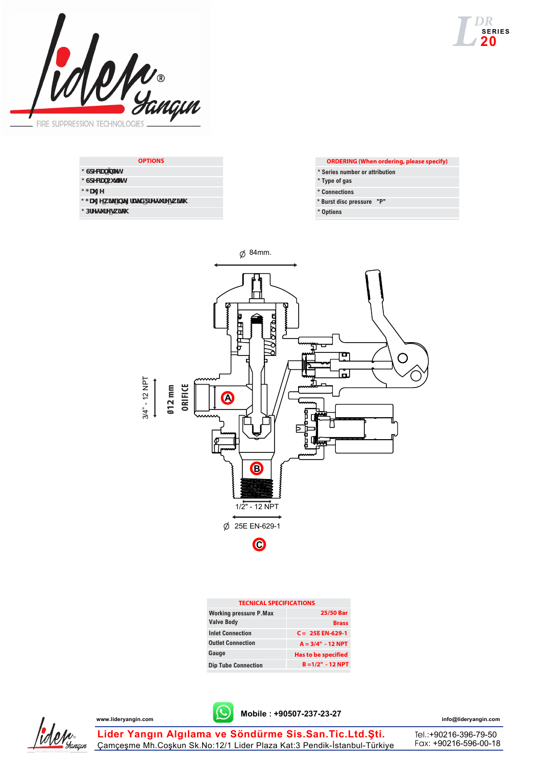DR SERIES 20

| OPTIONS |
|---|
| * 6SHFLDO FRQQHFWLRQ (garbled) |
| * 6SHFLDO RXWOHW (garbled) |
| * * *DXJH (garbled) |
| * * *DXJH ZLWK IODJ SUHVVXUH VZLWFK (garbled) |
| * 3UHVVXUH VZLWFK (garbled) |

| ORDERING (When ordering, please specify) |
|---|
| * Series number or attribution |
| * Type of gas |
| * Connections |
| * Burst disc pressure "P" |
| * Options |

Ø 84mm.

3/4" - 12 NPT

Ø12 mm ORIFICE

A

B

1/2" - 12 NPT

Ø 25E EN-629-1

C

| TECNICAL SPECIFICATIONS | |
|---|---|
| Working pressure P.Max | 25/50 Bar |
| Valve Body | Brass |
| Inlet Connection | C = 25E EN-629-1 |
| Outlet Connection | A = 3/4" - 12 NPT |
| Gauge | Has to be specified |
| Dip Tube Connection | B =1/2" - 12 NPT |

www.lideryangin.com

Mobile : +90507-237-23-27

info@lideryangin.com

**Lider Yangın Algılama ve Söndürme Sis.San.Tic.Ltd.Şti.**

Çamçeşme Mh.Coşkun Sk.No:12/1 Lider Plaza Kat:3 Pendik-İstanbul-Türkiye

Tel.:+90216-396-79-50

Fax: +90216-596-00-18